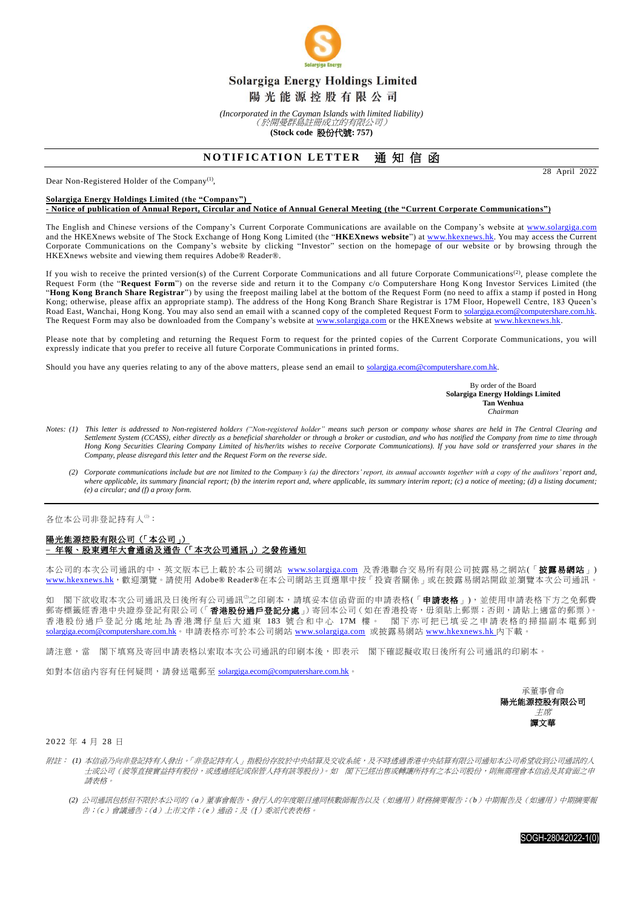# Solargiga Energy Holdings Limited
# 陽光能源控股有限公司

*(Incorporated in the Cayman Islands with limited liability)*
*（於開曼群島註冊成立的有限公司）*
**(Stock code 股份代號: 757)**

## NOTIFICATION LETTER 通知信函

28 April 2022

Dear Non-Registered Holder of the Company[1],

**Solargiga Energy Holdings Limited (the "Company")**
**- Notice of publication of Annual Report, Circular and Notice of Annual General Meeting (the "Current Corporate Communications")**

The English and Chinese versions of the Company's Current Corporate Communications are available on the Company's website at www.solargiga.com and the HKEXnews website of The Stock Exchange of Hong Kong Limited (the "**HKEXnews website**") at www.hkexnews.hk. You may access the Current Corporate Communications on the Company's website by clicking "Investor" section on the homepage of our website or by browsing through the HKEXnews website and viewing them requires Adobe® Reader®.

If you wish to receive the printed version(s) of the Current Corporate Communications and all future Corporate Communications[2], please complete the Request Form (the "**Request Form**") on the reverse side and return it to the Company c/o Computershare Hong Kong Investor Services Limited (the "**Hong Kong Branch Share Registrar**") by using the freepost mailing label at the bottom of the Request Form (no need to affix a stamp if posted in Hong Kong; otherwise, please affix an appropriate stamp). The address of the Hong Kong Branch Share Registrar is 17M Floor, Hopewell Centre, 183 Queen's Road East, Wanchai, Hong Kong. You may also send an email with a scanned copy of the completed Request Form to solargiga.ecom@computershare.com.hk. The Request Form may also be downloaded from the Company's website at www.solargiga.com or the HKEXnews website at www.hkexnews.hk.

Please note that by completing and returning the Request Form to request for the printed copies of the Current Corporate Communications, you will expressly indicate that you prefer to receive all future Corporate Communications in printed forms.

Should you have any queries relating to any of the above matters, please send an email to solargiga.ecom@computershare.com.hk.

By order of the Board
**Solargiga Energy Holdings Limited**
**Tan Wenhua**
*Chairman*

*Notes: (1) This letter is addressed to Non-registered holders ("Non-registered holder" means such person or company whose shares are held in The Central Clearing and Settlement System (CCASS), either directly as a beneficial shareholder or through a broker or custodian, and who has notified the Company from time to time through Hong Kong Securities Clearing Company Limited of his/her/its wishes to receive Corporate Communications). If you have sold or transferred your shares in the Company, please disregard this letter and the Request Form on the reverse side.*

*(2) Corporate communications include but are not limited to the Company's (a) the directors' report, its annual accounts together with a copy of the auditors' report and, where applicable, its summary financial report; (b) the interim report and, where applicable, its summary interim report; (c) a notice of meeting; (d) a listing document; (e) a circular; and (f) a proxy form.*

---

各位本公司非登記持有人[1]：

**陽光能源控股有限公司（「本公司」）**
**－ 年報、股東週年大會通函及通告（「本次公司通訊」）之發佈通知**

本公司的本次公司通訊的中、英文版本已上載於本公司網站 www.solargiga.com 及香港聯合交易所有限公司披露易之網站(「**披露易網站**」) www.hkexnews.hk，歡迎瀏覽。請使用 Adobe® Reader®在本公司網站主頁選單中按「投資者關係」或在披露易網站開啟並瀏覽本次公司通訊。

如 閣下欲收取本次公司通訊及日後所有公司通訊[2]之印刷本，請填妥本信函背面的申請表格(「**申請表格**」)，並使用申請表格下方之免郵費郵寄標籤經香港中央證券登記有限公司(「**香港股份過戶登記分處**」)寄回本公司（如在香港投寄，毋須貼上郵票；否則，請貼上適當的郵票）。香港股份過戶登記分處地址為香港灣仔皇后大道東 183 號合和中心 17M 樓。 閣下亦可把已填妥之申請表格的掃描副本電郵到 solargiga.ecom@computershare.com.hk。申請表格亦可於本公司網站 www.solargiga.com 或披露易網站 www.hkexnews.hk 內下載。

請注意，當 閣下填寫及寄回申請表格以索取本次公司通訊的印刷本後，即表示 閣下確認擬收取日後所有公司通訊的印刷本。

如對本信函內容有任何疑問，請發送電郵至 solargiga.ecom@computershare.com.hk。

承董事會命
**陽光能源控股有限公司**
*主席*
**譚文華**

2022 年 4 月 28 日

*附註： (1) 本信函乃向非登記持有人發出。「非登記持有人」指股份存放於中央結算及交收系統，及不時透過香港中央結算有限公司通知本公司希望收到公司通訊的人士或公司（彼等直接實益持有股份，或透過經紀或保管人持有該等股份）。如 閣下已經出售或轉讓所持有之本公司股份，則無需理會本信函及其背面之申請表格。*

*(2) 公司通訊包括但不限於本公司的（a）董事會報告、發行人的年度賬目連同核數師報告以及（如適用）財務摘要報告；（b）中期報告及（如適用）中期摘要報告；（c）會議通告；（d）上市文件；（e）通函；及（f）委派代表表格。*

SOGH-28042022-1(0)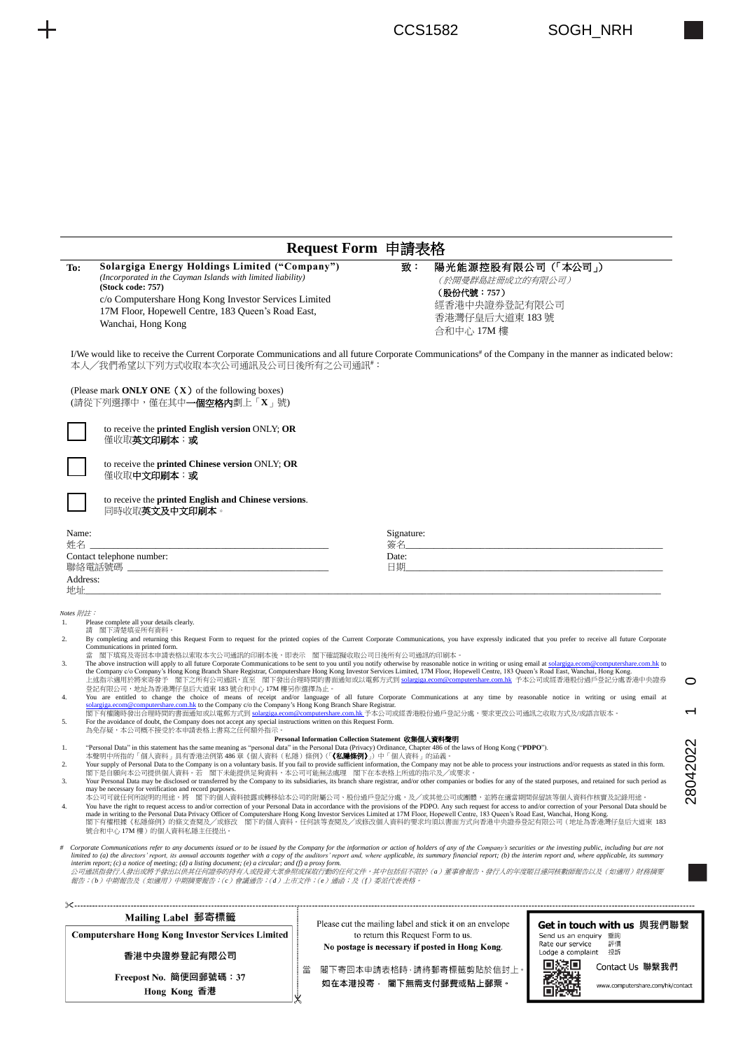# Request Form 申請表格

**To:** **Solargiga Energy Holdings Limited ("Company")**
*(Incorporated in the Cayman Islands with limited liability)*
**(Stock code: 757)**
c/o Computershare Hong Kong Investor Services Limited
17M Floor, Hopewell Centre, 183 Queen's Road East,
Wanchai, Hong Kong

**致：** **陽光能源控股有限公司（「本公司」）**
*（於開曼群島註冊成立的有限公司）*
**（股份代號：757）**
經香港中央證券登記有限公司
香港灣仔皇后大道東 183 號
合和中心 17M 樓

I/We would like to receive the Current Corporate Communications and all future Corporate Communications# of the Company in the manner as indicated below:
本人／我們希望以下列方式收取本次公司通訊及公司日後所有之公司通訊#：

(Please mark **ONLY ONE** (**X**) of the following boxes)
(請從下列選擇中，僅在其中**一個空格內**劃上「**X**」號)

☐ to receive the **printed English version** ONLY; **OR**
僅收取**英文印刷本**；**或**

☐ to receive the **printed Chinese version** ONLY; **OR**
僅收取**中文印刷本**；**或**

☐ to receive the **printed English and Chinese versions**.
同時收取**英文及中文印刷本**。

Name:
姓名 ______________________________

Contact telephone number:
聯絡電話號碼 ______________________________

Address:
地址 ______________________________

Signature:
簽名 ______________________________

Date:
日期 ______________________________

*Notes 附註：*

1. Please complete all your details clearly.
請　閣下清楚填妥所有資料。
2. By completing and returning this Request Form to request for the printed copies of the Current Corporate Communications, you have expressly indicated that you prefer to receive all future Corporate Communications in printed form.
當　閣下填寫及寄回本申請表格以索取本次公司通訊的印刷本後，即表示　閣下確認擬收取公司日後所有公司通訊的印刷本。
3. The above instruction will apply to all future Corporate Communications to be sent to you until you notify otherwise by reasonable notice in writing or using email at solargiga.ecom@computershare.com.hk to the Company c/o Company's Hong Kong Branch Share Registrar, Computershare Hong Kong Investor Services Limited, 17M Floor, Hopewell Centre, 183 Queen's Road East, Wanchai, Hong Kong.
上述指示適用於將來寄發予　閣下之所有公司通訊，直至　閣下發出合理時間的書面通知或以電郵方式到 solargiga.ecom@computershare.com.hk 予本公司或經香港股份過戶登記分處香港中央證券登記有限公司，地址為香港灣仔皇后大道東 183 號合和中心 17M 樓另作選擇為止。
4. You are entitled to change the choice of means of receipt and/or language of all future Corporate Communications at any time by reasonable notice in writing or using email at solargiga.ecom@computershare.com.hk to the Company c/o the Company's Hong Kong Branch Share Registrar.
閣下有權隨時發出合理時間的書面通知或以電郵方式到 solargiga.ecom@computershare.com.hk 予本公司或經香港股份過戶登記分處，要求更改公司通訊之收取方式及/或語言版本。
5. For the avoidance of doubt, the Company does not accept any special instructions written on this Request Form.
為免存疑，本公司概不接受於本申請表格上書寫之任何額外指示。

**Personal Information Collection Statement 收集個人資料聲明**

1. "Personal Data" in this statement has the same meaning as "personal data" in the Personal Data (Privacy) Ordinance, Chapter 486 of the laws of Hong Kong ("**PDPO**").
本聲明中所指的「個人資料」具有香港法例第 486 章《個人資料（私隱）條例》(「**私隱條例**」) 中「個人資料」的涵義。
2. Your supply of Personal Data to the Company is on a voluntary basis. If you fail to provide sufficient information, the Company may not be able to process your instructions and/or requests as stated in this Form.
閣下是自願向本公司提供個人資料。若　閣下未能提供足夠資料，本公司可能無法處理　閣下在本表格上所述的指示及／或要求。
3. Your Personal Data may be disclosed or transferred by the Company to its subsidiaries, its branch share registrar, and/or other companies or bodies for any of the stated purposes, and retained for such period as may be necessary for verification and record purposes.
本公司可就任何所說明的用途，將　閣下的個人資料披露或轉移給本公司的附屬公司、股份過戶登記分處，及／或其他公司或團體，並將在適當期間保留該等個人資料作核實及記錄用途。
4. You have the right to request access to and/or correction of your Personal Data in accordance with the provisions of the PDPO. Any such request for access to and/or correction of your Personal Data should be made in writing to the Personal Data Privacy Officer of Computershare Hong Kong Investor Services Limited at 17M Floor, Hopewell Centre, 183 Queen's Road East, Wanchai, Hong Kong.
閣下有權根據《私隱條例》的條文查閱及／或修改　閣下的個人資料。任何該等查閱及／或修改個人資料的要求均須以書面方式向香港中央證券登記有限公司（地址為香港灣仔皇后大道東 183 號合和中心 17M 樓）的個人資料私隱主任提出。

\# *Corporate Communications refer to any documents issued or to be issued by the Company for the information or action of holders of any of the Company's securities or the investing public, including but are not limited to (a) the directors' report, its annual accounts together with a copy of the auditors' report and, where applicable, its summary financial report; (b) the interim report and, where applicable, its summary interim report; (c) a notice of meeting; (d) a listing document; (e) a circular; and (f) a proxy form.*
*公司通訊指發行人發出或將予發出以供其任何證券的持有人或投資大眾參照或採取行動的任何文件，其中包括但不限於（a）董事會報告、發行人的年度賬目連同核數師報告以及（如適用）財務摘要報告；（b）中期報告及（如適用）中期摘要報告；（c）會議通告；（d）上市文件；（e）通函；及（f）委派代表表格。*

---

**Mailing Label 郵寄標籤**

**Computershare Hong Kong Investor Services Limited**
**香港中央證券登記有限公司**
**Freepost No. 簡便回郵號碼：37**
**Hong Kong 香港**

Please cut the mailing label and stick it on an envelope to return this Request Form to us.
**No postage is necessary if posted in Hong Kong.**

當　閣下寄回本申請表格時，請將郵寄標籤剪貼於信封上。
**如在本港投寄，　閣下無需支付郵費或貼上郵票。**

**Get in touch with us 與我們聯繫**
Send us an enquiry 查詢
Rate our service 評價
Lodge a complaint 投訴
Contact Us 聯繫我們
www.computershare.com/hk/contact